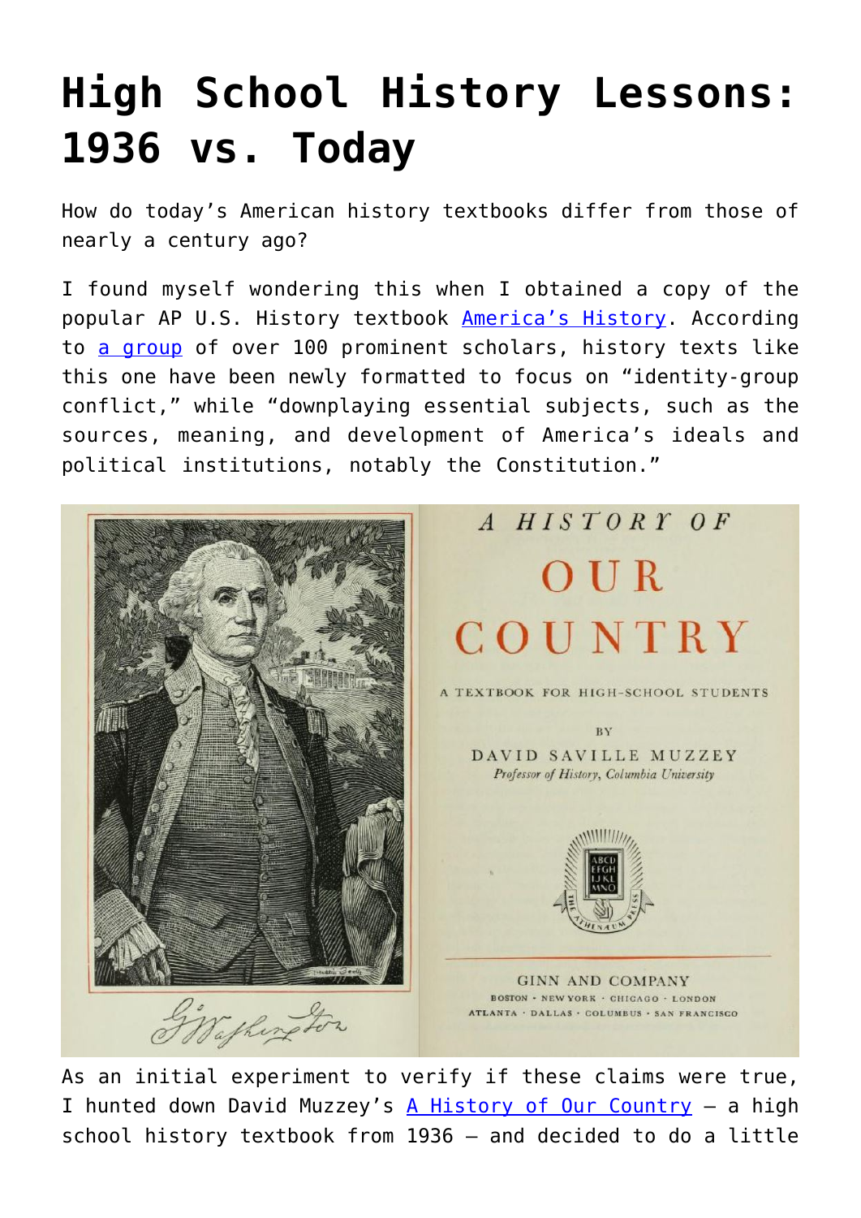# High School History Lessons: 1936 vs. Today

How do today's American history textbooks differ from those of nearly a century ago?

I found myself wondering this when I obtained a copy of the popular AP U.S. History textbook [America's History](). According to [a group]() of over 100 prominent scholars, history texts like this one have been newly formatted to focus on "identity-group conflict," while "downplaying essential subjects, such as the sources, meaning, and development of America's ideals and political institutions, notably the Constitution."

As an initial experiment to verify if these claims were true, I hunted down David Muzzey's [A History of Our Country]() – a high school history textbook from 1936 – and decided to do a little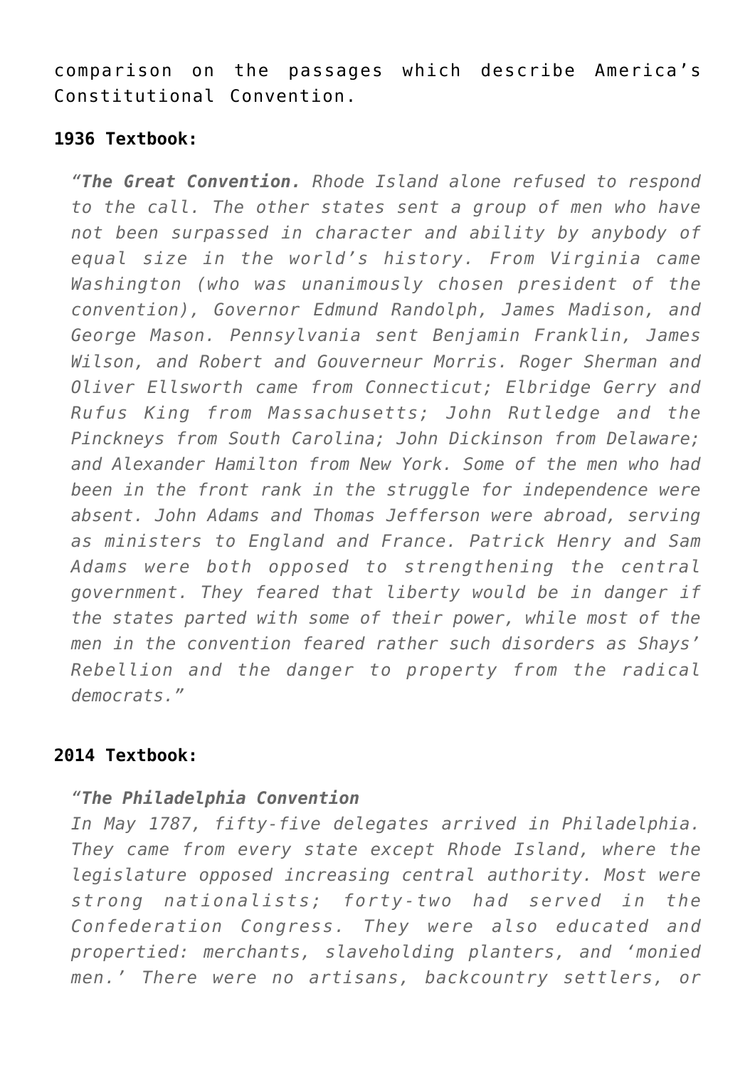comparison on the passages which describe America's Constitutional Convention.

**1936 Textbook:**

> "***The Great Convention.*** *Rhode Island alone refused to respond to the call. The other states sent a group of men who have not been surpassed in character and ability by anybody of equal size in the world's history. From Virginia came Washington (who was unanimously chosen president of the convention), Governor Edmund Randolph, James Madison, and George Mason. Pennsylvania sent Benjamin Franklin, James Wilson, and Robert and Gouverneur Morris. Roger Sherman and Oliver Ellsworth came from Connecticut; Elbridge Gerry and Rufus King from Massachusetts; John Rutledge and the Pinckneys from South Carolina; John Dickinson from Delaware; and Alexander Hamilton from New York. Some of the men who had been in the front rank in the struggle for independence were absent. John Adams and Thomas Jefferson were abroad, serving as ministers to England and France. Patrick Henry and Sam Adams were both opposed to strengthening the central government. They feared that liberty would be in danger if the states parted with some of their power, while most of the men in the convention feared rather such disorders as Shays' Rebellion and the danger to property from the radical democrats.*"

**2014 Textbook:**

> "***The Philadelphia Convention***
> *In May 1787, fifty-five delegates arrived in Philadelphia. They came from every state except Rhode Island, where the legislature opposed increasing central authority. Most were strong nationalists; forty-two had served in the Confederation Congress. They were also educated and propertied: merchants, slaveholding planters, and 'monied men.' There were no artisans, backcountry settlers, or*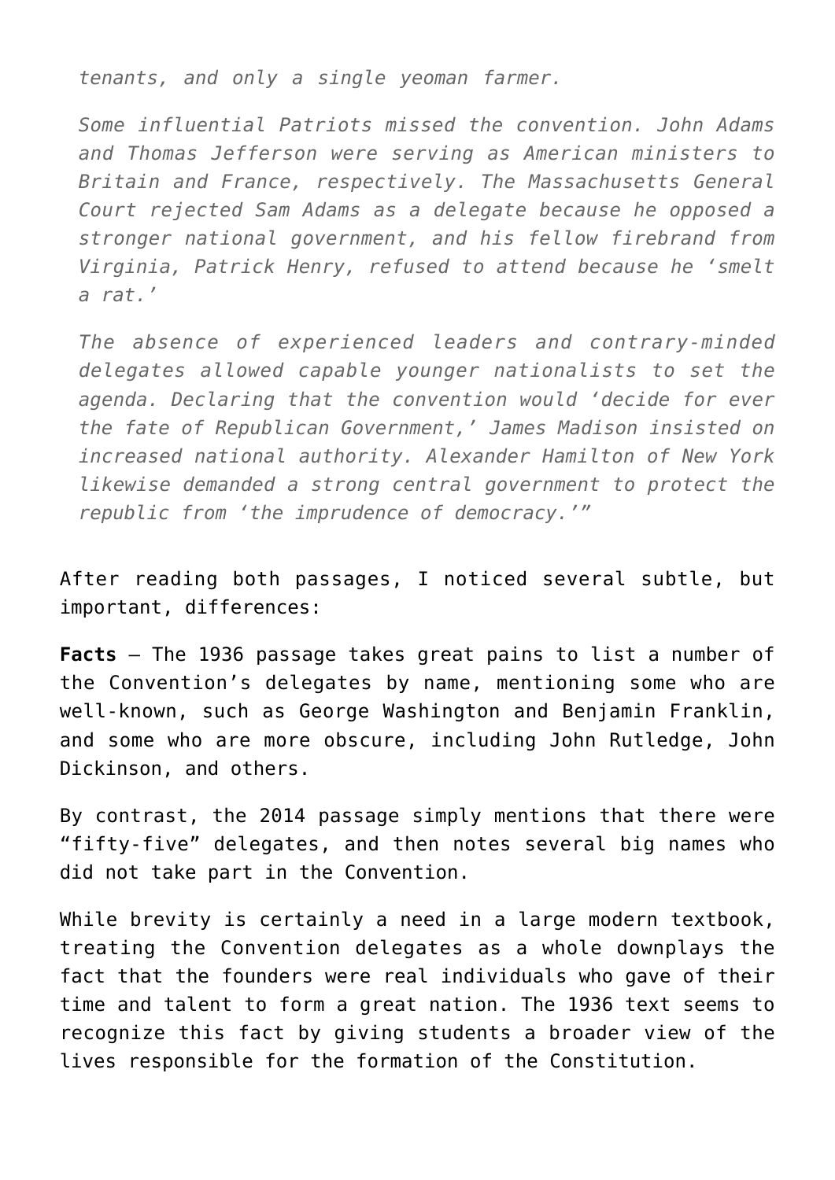*tenants, and only a single yeoman farmer.*

*Some influential Patriots missed the convention. John Adams and Thomas Jefferson were serving as American ministers to Britain and France, respectively. The Massachusetts General Court rejected Sam Adams as a delegate because he opposed a stronger national government, and his fellow firebrand from Virginia, Patrick Henry, refused to attend because he 'smelt a rat.'*

*The absence of experienced leaders and contrary-minded delegates allowed capable younger nationalists to set the agenda. Declaring that the convention would 'decide for ever the fate of Republican Government,' James Madison insisted on increased national authority. Alexander Hamilton of New York likewise demanded a strong central government to protect the republic from 'the imprudence of democracy.'"*

After reading both passages, I noticed several subtle, but important, differences:

**Facts** – The 1936 passage takes great pains to list a number of the Convention's delegates by name, mentioning some who are well-known, such as George Washington and Benjamin Franklin, and some who are more obscure, including John Rutledge, John Dickinson, and others.

By contrast, the 2014 passage simply mentions that there were "fifty-five" delegates, and then notes several big names who did not take part in the Convention.

While brevity is certainly a need in a large modern textbook, treating the Convention delegates as a whole downplays the fact that the founders were real individuals who gave of their time and talent to form a great nation. The 1936 text seems to recognize this fact by giving students a broader view of the lives responsible for the formation of the Constitution.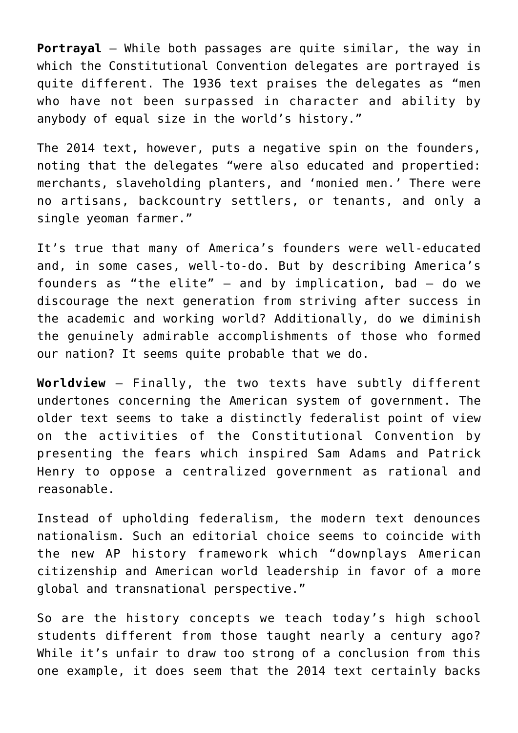**Portrayal** – While both passages are quite similar, the way in which the Constitutional Convention delegates are portrayed is quite different. The 1936 text praises the delegates as "men who have not been surpassed in character and ability by anybody of equal size in the world's history."

The 2014 text, however, puts a negative spin on the founders, noting that the delegates "were also educated and propertied: merchants, slaveholding planters, and 'monied men.' There were no artisans, backcountry settlers, or tenants, and only a single yeoman farmer."

It's true that many of America's founders were well-educated and, in some cases, well-to-do. But by describing America's founders as "the elite" – and by implication, bad – do we discourage the next generation from striving after success in the academic and working world? Additionally, do we diminish the genuinely admirable accomplishments of those who formed our nation? It seems quite probable that we do.

**Worldview** – Finally, the two texts have subtly different undertones concerning the American system of government. The older text seems to take a distinctly federalist point of view on the activities of the Constitutional Convention by presenting the fears which inspired Sam Adams and Patrick Henry to oppose a centralized government as rational and reasonable.

Instead of upholding federalism, the modern text denounces nationalism. Such an editorial choice seems to coincide with the new AP history framework which "downplays American citizenship and American world leadership in favor of a more global and transnational perspective."

So are the history concepts we teach today's high school students different from those taught nearly a century ago? While it's unfair to draw too strong of a conclusion from this one example, it does seem that the 2014 text certainly backs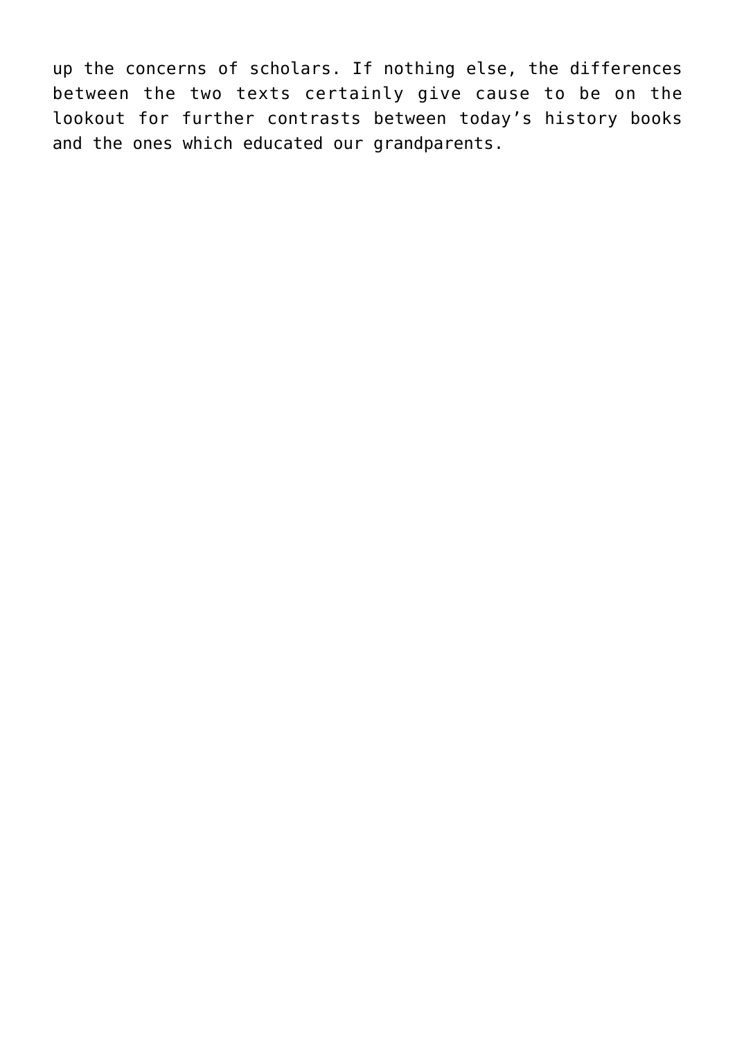up the concerns of scholars. If nothing else, the differences between the two texts certainly give cause to be on the lookout for further contrasts between today's history books and the ones which educated our grandparents.